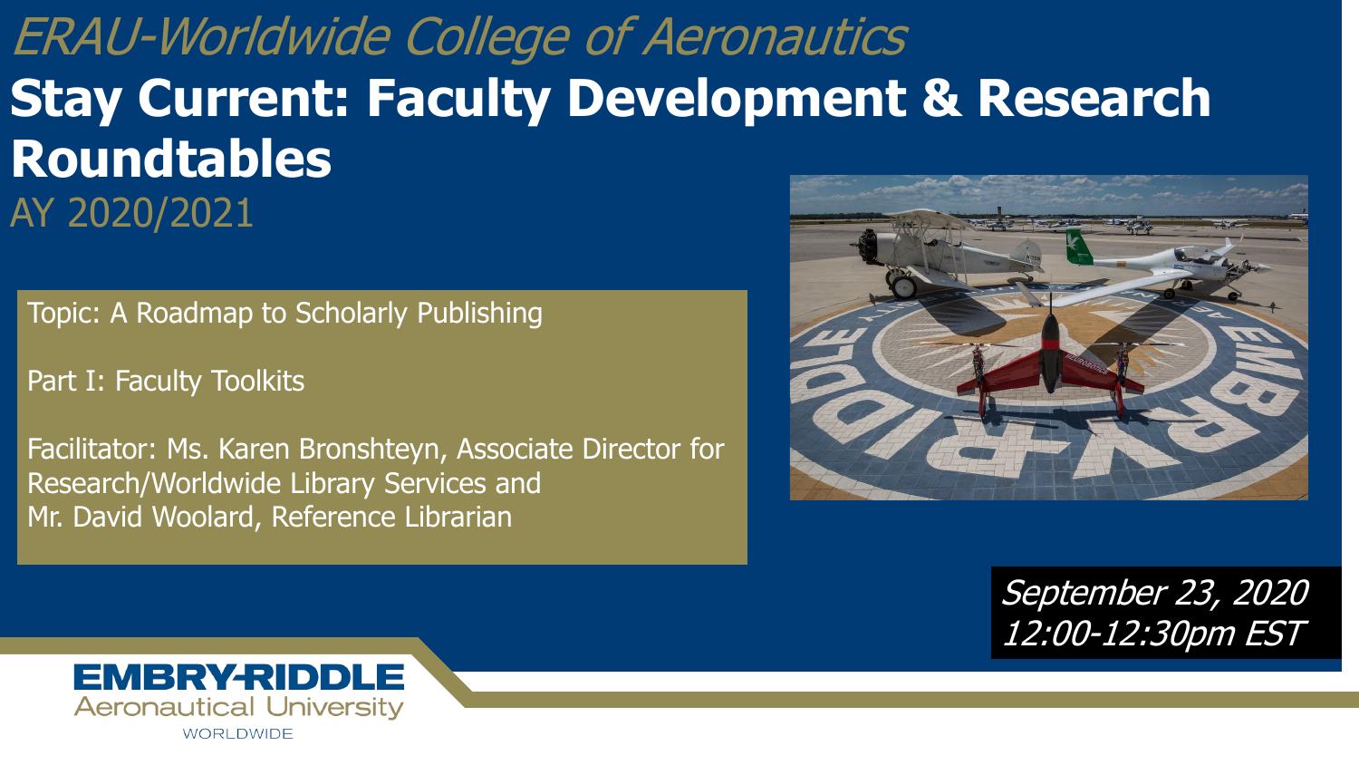*ERAU-Worldwide College of Aeronautics*

# Stay Current: Faculty Development & Research Roundtables

AY 2020/2021

Topic: A Roadmap to Scholarly Publishing

Part I: Faculty Toolkits

Facilitator: Ms. Karen Bronshteyn, Associate Director for Research/Worldwide Library Services and Mr. David Woolard, Reference Librarian

*September 23, 2020*
*12:00-12:30pm EST*

EMBRY-RIDDLE
Aeronautical University
WORLDWIDE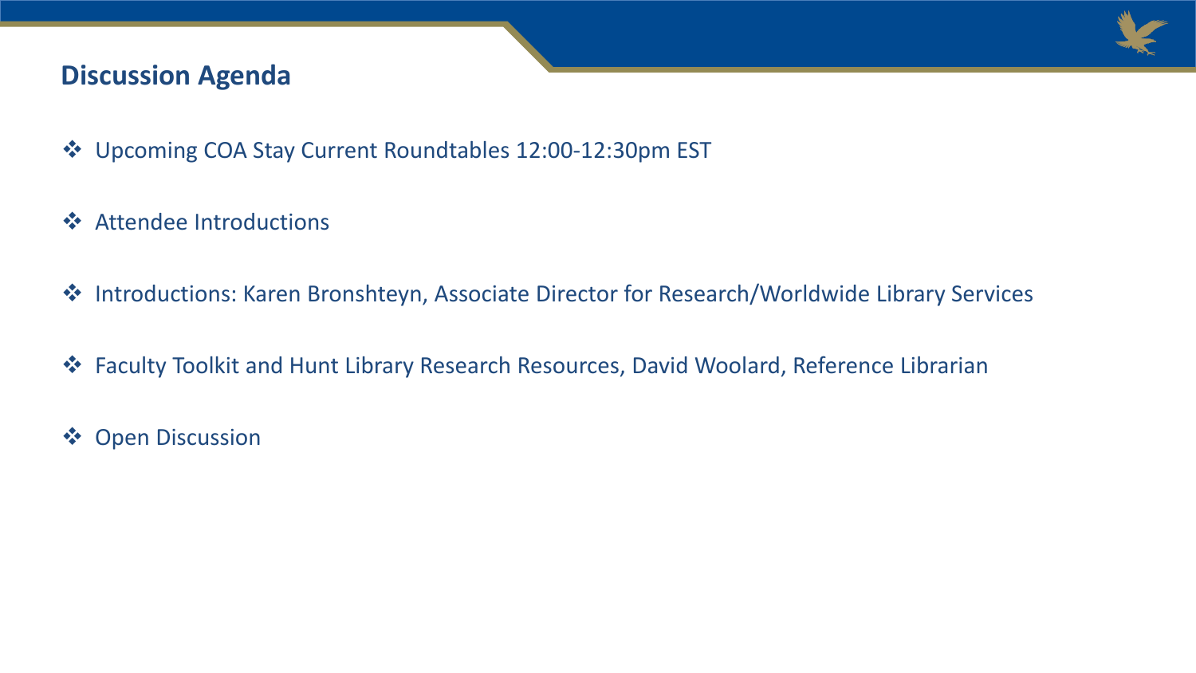## Discussion Agenda

- Upcoming COA Stay Current Roundtables 12:00-12:30pm EST
- Attendee Introductions
- Introductions: Karen Bronshteyn, Associate Director for Research/Worldwide Library Services
- Faculty Toolkit and Hunt Library Research Resources, David Woolard, Reference Librarian
- Open Discussion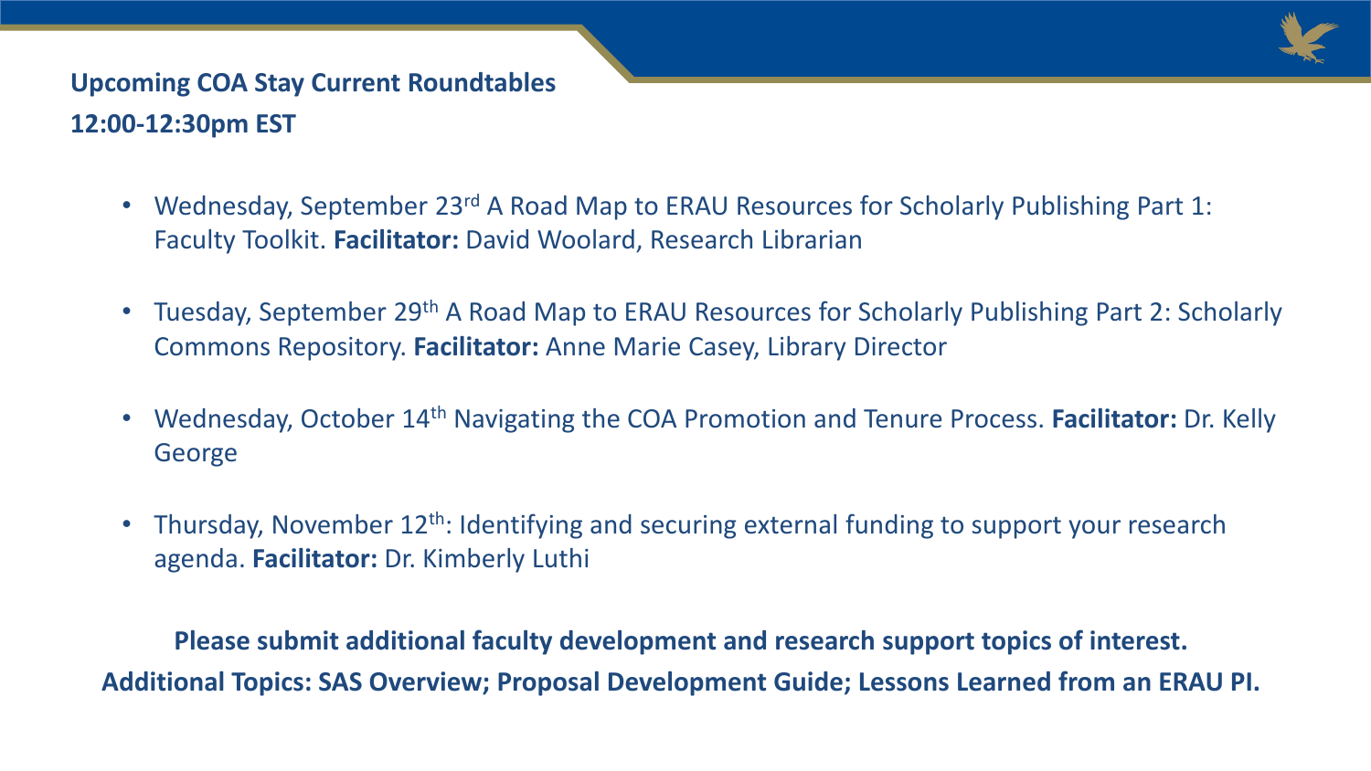## Upcoming COA Stay Current Roundtables
## 12:00-12:30pm EST

- Wednesday, September 23rd A Road Map to ERAU Resources for Scholarly Publishing Part 1: Faculty Toolkit. **Facilitator:** David Woolard, Research Librarian
- Tuesday, September 29th A Road Map to ERAU Resources for Scholarly Publishing Part 2: Scholarly Commons Repository. **Facilitator:** Anne Marie Casey, Library Director
- Wednesday, October 14th Navigating the COA Promotion and Tenure Process. **Facilitator:** Dr. Kelly George
- Thursday, November 12th: Identifying and securing external funding to support your research agenda. **Facilitator:** Dr. Kimberly Luthi

**Please submit additional faculty development and research support topics of interest.**

**Additional Topics: SAS Overview; Proposal Development Guide; Lessons Learned from an ERAU PI.**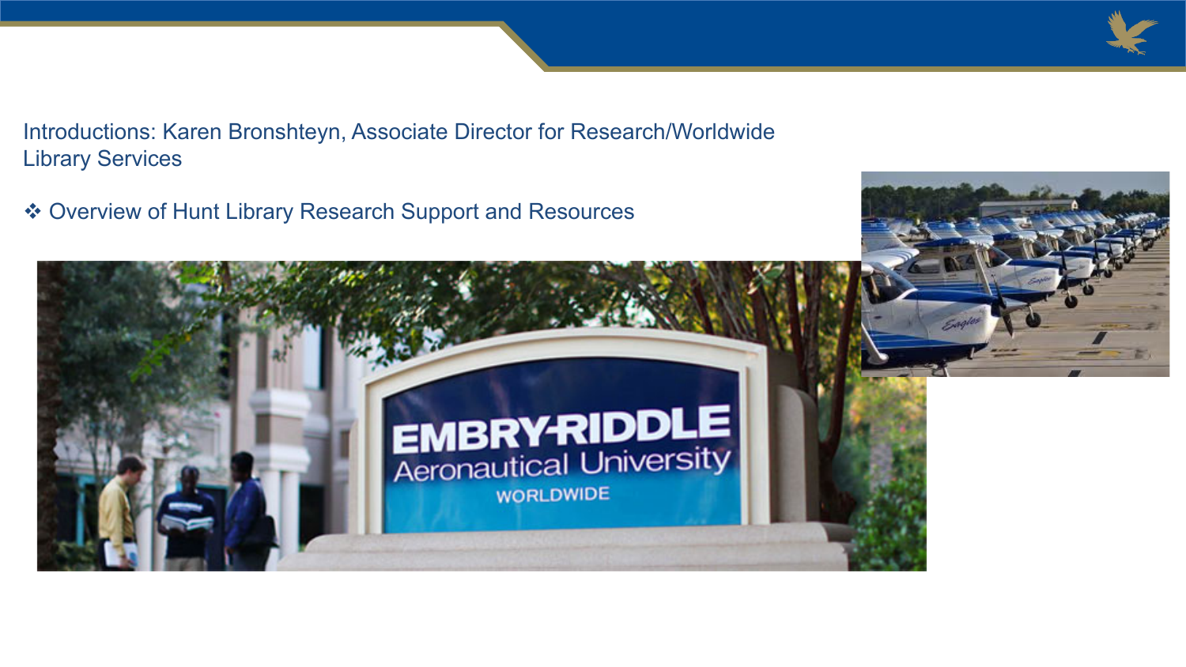Introductions: Karen Bronshteyn, Associate Director for Research/Worldwide Library Services

- Overview of Hunt Library Research Support and Resources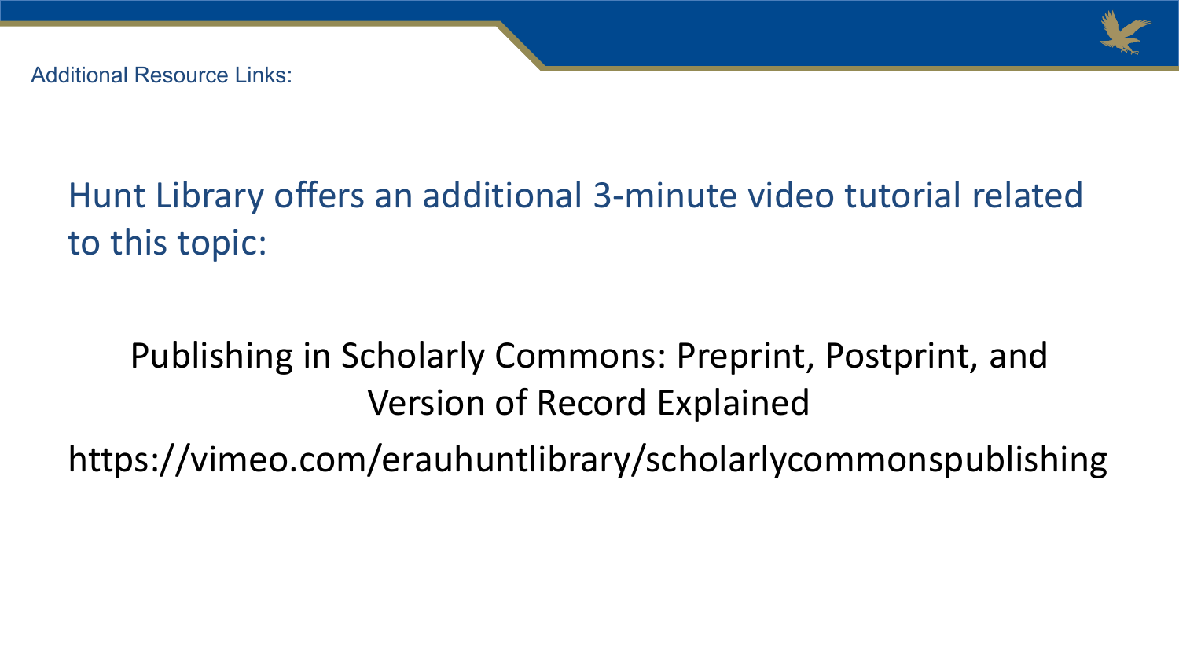Additional Resource Links:

Hunt Library offers an additional 3-minute video tutorial related to this topic:

Publishing in Scholarly Commons: Preprint, Postprint, and Version of Record Explained

https://vimeo.com/erauhuntlibrary/scholarlycommonspublishing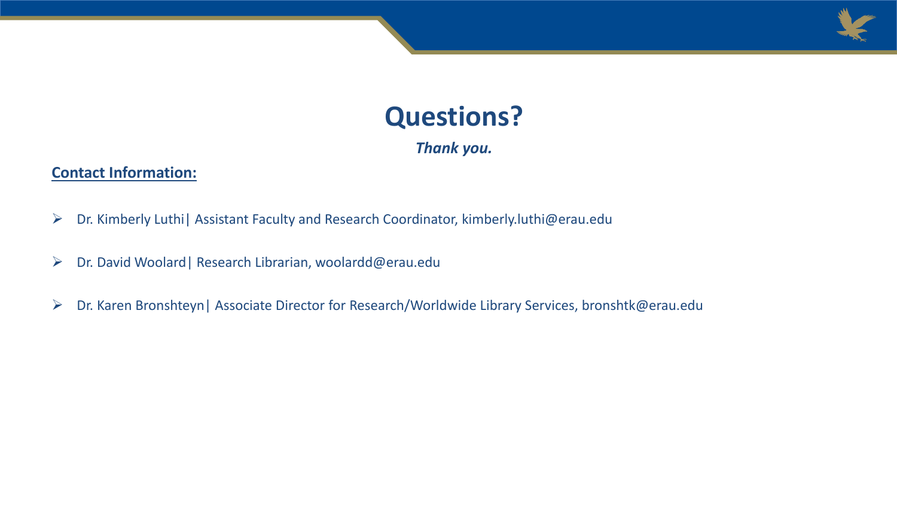# Questions?

*Thank you.*

**Contact Information:**

- Dr. Kimberly Luthi| Assistant Faculty and Research Coordinator, kimberly.luthi@erau.edu
- Dr. David Woolard| Research Librarian, woolardd@erau.edu
- Dr. Karen Bronshteyn| Associate Director for Research/Worldwide Library Services, bronshtk@erau.edu